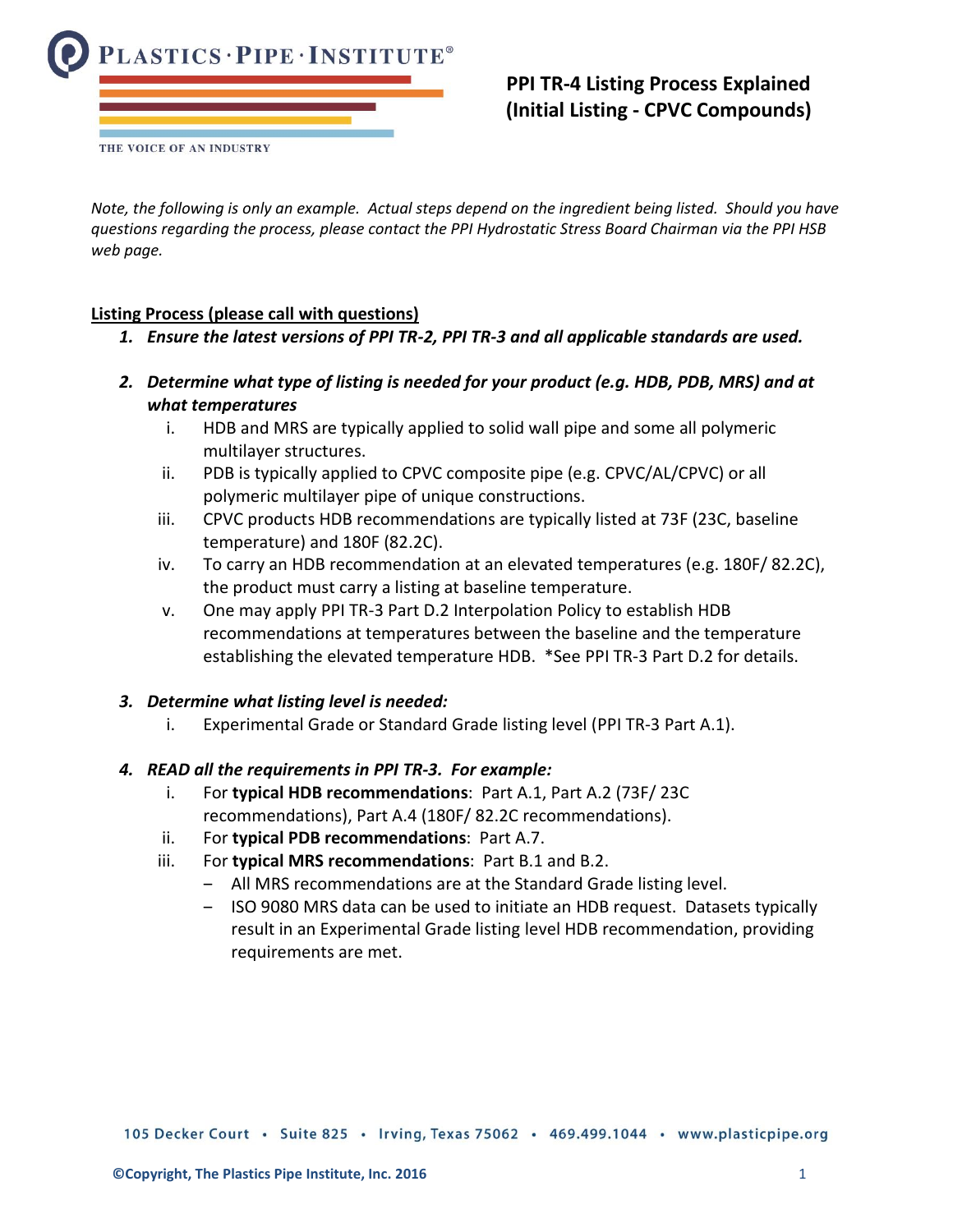PLASTICS · PIPE · INSTITUTE®

THE VOICE OF AN INDUSTRY

# PPI TR-4 Listing Process Explained (Initial Listing - CPVC Compounds)

*Note, the following is only an example. Actual steps depend on the ingredient being listed. Should you have questions regarding the process, please contact the PPI Hydrostatic Stress Board Chairman via the PPI HSB web page.*

## Listing Process (please call with questions)

1. ***Ensure the latest versions of PPI TR-2, PPI TR-3 and all applicable standards are used.***

2. ***Determine what type of listing is needed for your product (e.g. HDB, PDB, MRS) and at what temperatures***
   - i. HDB and MRS are typically applied to solid wall pipe and some all polymeric multilayer structures.
   - ii. PDB is typically applied to CPVC composite pipe (e.g. CPVC/AL/CPVC) or all polymeric multilayer pipe of unique constructions.
   - iii. CPVC products HDB recommendations are typically listed at 73F (23C, baseline temperature) and 180F (82.2C).
   - iv. To carry an HDB recommendation at an elevated temperatures (e.g. 180F/ 82.2C), the product must carry a listing at baseline temperature.
   - v. One may apply PPI TR-3 Part D.2 Interpolation Policy to establish HDB recommendations at temperatures between the baseline and the temperature establishing the elevated temperature HDB. *See PPI TR-3 Part D.2 for details.

3. ***Determine what listing level is needed:***
   - i. Experimental Grade or Standard Grade listing level (PPI TR-3 Part A.1).

4. ***READ all the requirements in PPI TR-3. For example:***
   - i. For **typical HDB recommendations**: Part A.1, Part A.2 (73F/ 23C recommendations), Part A.4 (180F/ 82.2C recommendations).
   - ii. For **typical PDB recommendations**: Part A.7.
   - iii. For **typical MRS recommendations**: Part B.1 and B.2.
     - All MRS recommendations are at the Standard Grade listing level.
     - ISO 9080 MRS data can be used to initiate an HDB request. Datasets typically result in an Experimental Grade listing level HDB recommendation, providing requirements are met.

105 Decker Court • Suite 825 • Irving, Texas 75062 • 469.499.1044 • www.plasticpipe.org

©Copyright, The Plastics Pipe Institute, Inc. 2016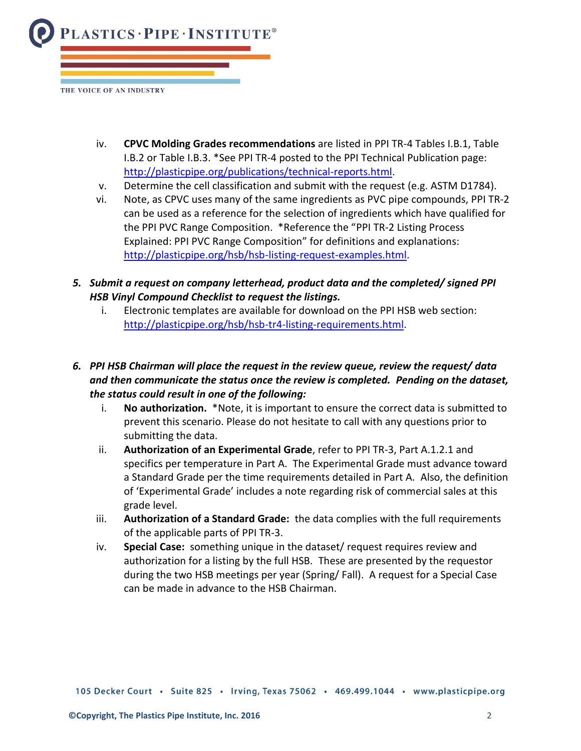iv. **CPVC Molding Grades recommendations** are listed in PPI TR-4 Tables I.B.1, Table I.B.2 or Table I.B.3. *See PPI TR-4 posted to the PPI Technical Publication page: http://plasticpipe.org/publications/technical-reports.html.

v. Determine the cell classification and submit with the request (e.g. ASTM D1784).

vi. Note, as CPVC uses many of the same ingredients as PVC pipe compounds, PPI TR-2 can be used as a reference for the selection of ingredients which have qualified for the PPI PVC Range Composition. *Reference the "PPI TR-2 Listing Process Explained: PPI PVC Range Composition" for definitions and explanations: http://plasticpipe.org/hsb/hsb-listing-request-examples.html.

5. ***Submit a request on company letterhead, product data and the completed/ signed PPI HSB Vinyl Compound Checklist to request the listings.***
   i. Electronic templates are available for download on the PPI HSB web section: http://plasticpipe.org/hsb/hsb-tr4-listing-requirements.html.

6. ***PPI HSB Chairman will place the request in the review queue, review the request/ data and then communicate the status once the review is completed. Pending on the dataset, the status could result in one of the following:***
   i. **No authorization.** *Note, it is important to ensure the correct data is submitted to prevent this scenario. Please do not hesitate to call with any questions prior to submitting the data.
   ii. **Authorization of an Experimental Grade**, refer to PPI TR-3, Part A.1.2.1 and specifics per temperature in Part A. The Experimental Grade must advance toward a Standard Grade per the time requirements detailed in Part A. Also, the definition of 'Experimental Grade' includes a note regarding risk of commercial sales at this grade level.
   iii. **Authorization of a Standard Grade:** the data complies with the full requirements of the applicable parts of PPI TR-3.
   iv. **Special Case:** something unique in the dataset/ request requires review and authorization for a listing by the full HSB. These are presented by the requestor during the two HSB meetings per year (Spring/ Fall). A request for a Special Case can be made in advance to the HSB Chairman.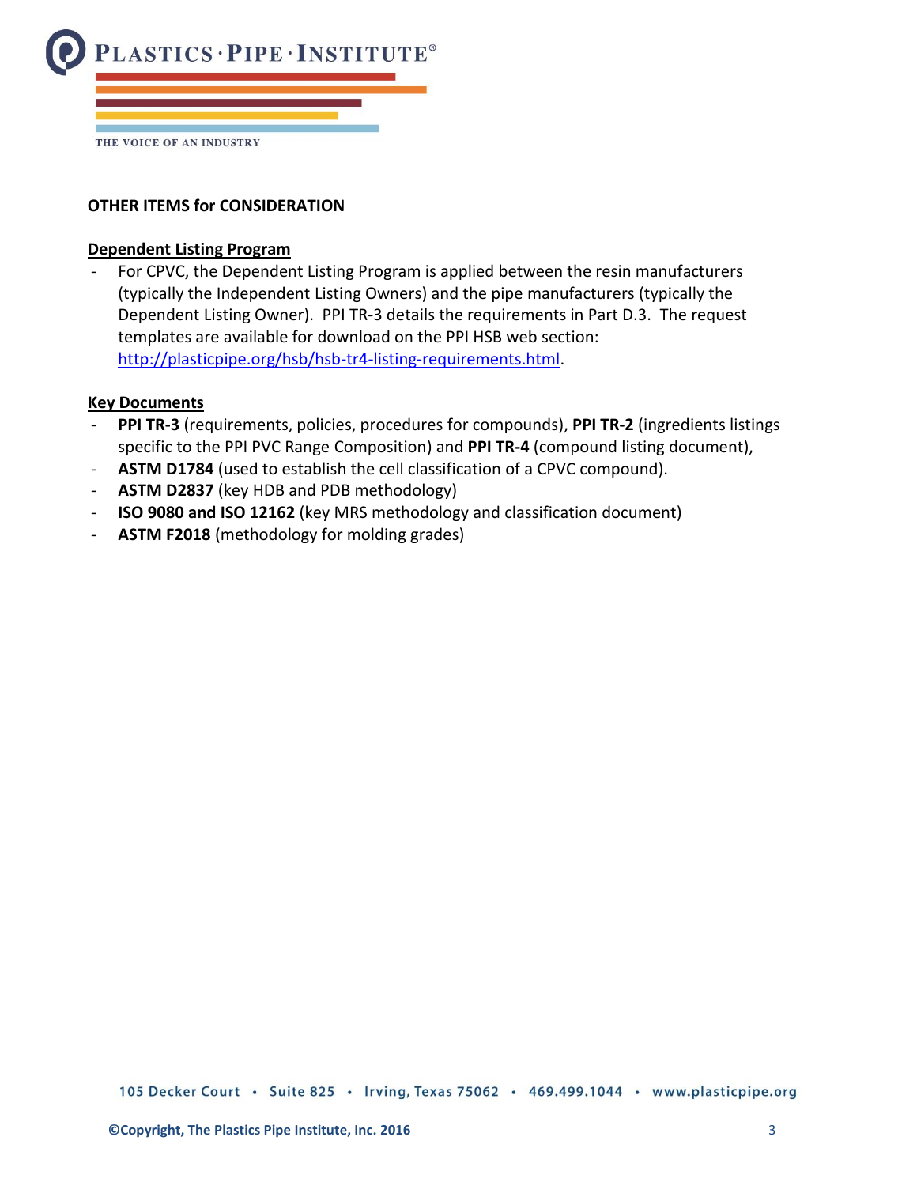## OTHER ITEMS for CONSIDERATION

### Dependent Listing Program

- For CPVC, the Dependent Listing Program is applied between the resin manufacturers (typically the Independent Listing Owners) and the pipe manufacturers (typically the Dependent Listing Owner). PPI TR-3 details the requirements in Part D.3. The request templates are available for download on the PPI HSB web section: http://plasticpipe.org/hsb/hsb-tr4-listing-requirements.html.

### Key Documents

- **PPI TR-3** (requirements, policies, procedures for compounds), **PPI TR-2** (ingredients listings specific to the PPI PVC Range Composition) and **PPI TR-4** (compound listing document),
- **ASTM D1784** (used to establish the cell classification of a CPVC compound).
- **ASTM D2837** (key HDB and PDB methodology)
- **ISO 9080 and ISO 12162** (key MRS methodology and classification document)
- **ASTM F2018** (methodology for molding grades)